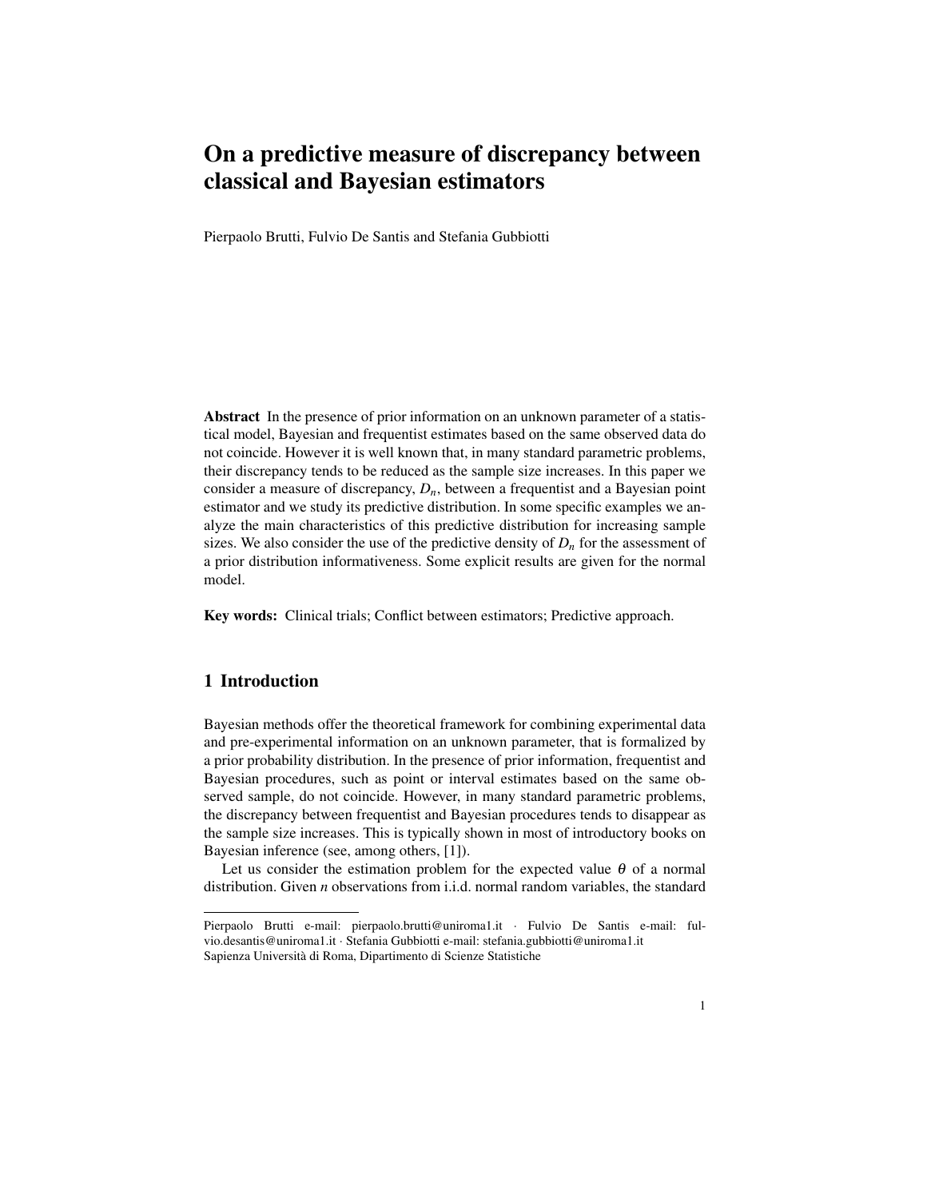# On a predictive measure of discrepancy between classical and Bayesian estimators

Pierpaolo Brutti, Fulvio De Santis and Stefania Gubbiotti

**Abstract** In the presence of prior information on an unknown parameter of a statistical model, Bayesian and frequentist estimates based on the same observed data do not coincide. However it is well known that, in many standard parametric problems, their discrepancy tends to be reduced as the sample size increases. In this paper we consider a measure of discrepancy, $D_n$, between a frequentist and a Bayesian point estimator and we study its predictive distribution. In some specific examples we analyze the main characteristics of this predictive distribution for increasing sample sizes. We also consider the use of the predictive density of $D_n$ for the assessment of a prior distribution informativeness. Some explicit results are given for the normal model.

**Key words:** Clinical trials; Conflict between estimators; Predictive approach.

## 1 Introduction

Bayesian methods offer the theoretical framework for combining experimental data and pre-experimental information on an unknown parameter, that is formalized by a prior probability distribution. In the presence of prior information, frequentist and Bayesian procedures, such as point or interval estimates based on the same observed sample, do not coincide. However, in many standard parametric problems, the discrepancy between frequentist and Bayesian procedures tends to disappear as the sample size increases. This is typically shown in most of introductory books on Bayesian inference (see, among others, [1]).

Let us consider the estimation problem for the expected value $\theta$ of a normal distribution. Given $n$ observations from i.i.d. normal random variables, the standard

---

Pierpaolo Brutti e-mail: pierpaolo.brutti@uniroma1.it · Fulvio De Santis e-mail: fulvio.desantis@uniroma1.it · Stefania Gubbiotti e-mail: stefania.gubbiotti@uniroma1.it
Sapienza Università di Roma, Dipartimento di Scienze Statistiche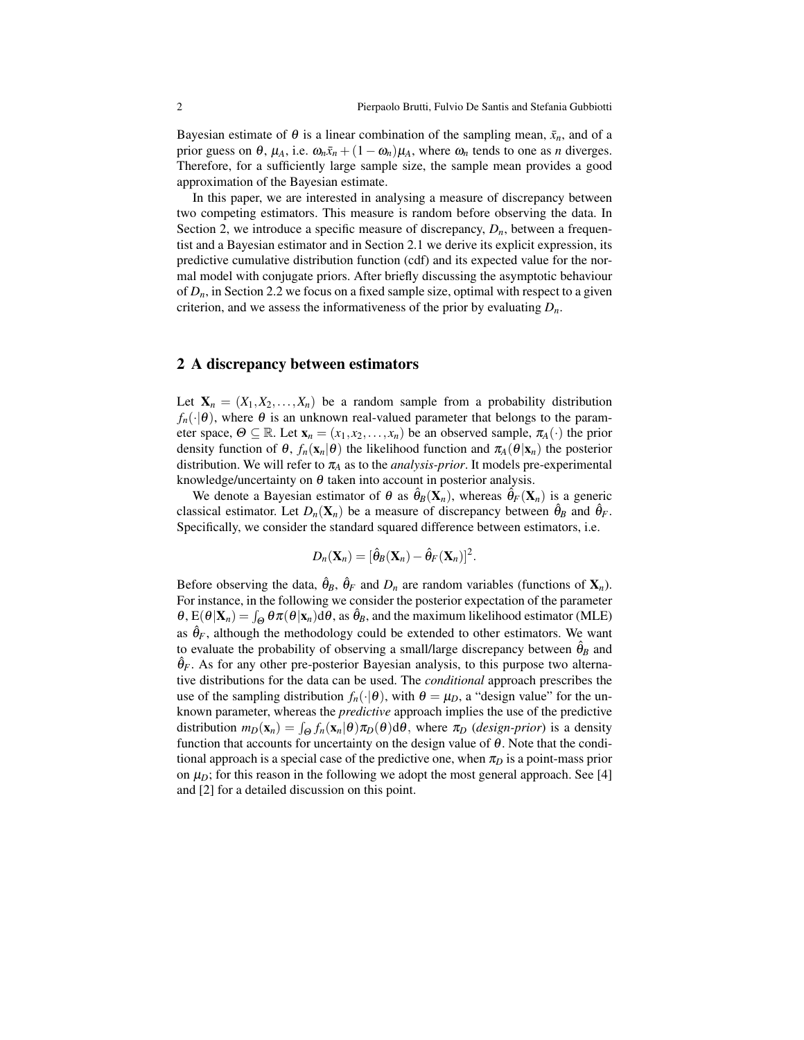Bayesian estimate of $\theta$ is a linear combination of the sampling mean, $\bar{x}_n$, and of a prior guess on $\theta$, $\mu_A$, i.e. $\omega_n \bar{x}_n + (1-\omega_n)\mu_A$, where $\omega_n$ tends to one as $n$ diverges. Therefore, for a sufficiently large sample size, the sample mean provides a good approximation of the Bayesian estimate.

In this paper, we are interested in analysing a measure of discrepancy between two competing estimators. This measure is random before observing the data. In Section 2, we introduce a specific measure of discrepancy, $D_n$, between a frequentist and a Bayesian estimator and in Section 2.1 we derive its explicit expression, its predictive cumulative distribution function (cdf) and its expected value for the normal model with conjugate priors. After briefly discussing the asymptotic behaviour of $D_n$, in Section 2.2 we focus on a fixed sample size, optimal with respect to a given criterion, and we assess the informativeness of the prior by evaluating $D_n$.

## 2 A discrepancy between estimators

Let $\mathbf{X}_n = (X_1, X_2, \ldots, X_n)$ be a random sample from a probability distribution $f_n(\cdot|\theta)$, where $\theta$ is an unknown real-valued parameter that belongs to the parameter space, $\Theta \subseteq \mathbb{R}$. Let $\mathbf{x}_n = (x_1, x_2, \ldots, x_n)$ be an observed sample, $\pi_A(\cdot)$ the prior density function of $\theta$, $f_n(\mathbf{x}_n|\theta)$ the likelihood function and $\pi_A(\theta|\mathbf{x}_n)$ the posterior distribution. We will refer to $\pi_A$ as to the *analysis-prior*. It models pre-experimental knowledge/uncertainty on $\theta$ taken into account in posterior analysis.

We denote a Bayesian estimator of $\theta$ as $\hat{\theta}_B(\mathbf{X}_n)$, whereas $\hat{\theta}_F(\mathbf{X}_n)$ is a generic classical estimator. Let $D_n(\mathbf{X}_n)$ be a measure of discrepancy between $\hat{\theta}_B$ and $\hat{\theta}_F$. Specifically, we consider the standard squared difference between estimators, i.e.

$$D_n(\mathbf{X}_n) = [\hat{\theta}_B(\mathbf{X}_n) - \hat{\theta}_F(\mathbf{X}_n)]^2.$$

Before observing the data, $\hat{\theta}_B$, $\hat{\theta}_F$ and $D_n$ are random variables (functions of $\mathbf{X}_n$). For instance, in the following we consider the posterior expectation of the parameter $\theta$, $\mathrm{E}(\theta|\mathbf{X}_n) = \int_\Theta \theta \pi(\theta|\mathbf{x}_n) \mathrm{d}\theta$, as $\hat{\theta}_B$, and the maximum likelihood estimator (MLE) as $\hat{\theta}_F$, although the methodology could be extended to other estimators. We want to evaluate the probability of observing a small/large discrepancy between $\hat{\theta}_B$ and $\hat{\theta}_F$. As for any other pre-posterior Bayesian analysis, to this purpose two alternative distributions for the data can be used. The *conditional* approach prescribes the use of the sampling distribution $f_n(\cdot|\theta)$, with $\theta = \mu_D$, a "design value" for the unknown parameter, whereas the *predictive* approach implies the use of the predictive distribution $m_D(\mathbf{x}_n) = \int_\Theta f_n(\mathbf{x}_n|\theta)\pi_D(\theta)\mathrm{d}\theta$, where $\pi_D$ (*design-prior*) is a density function that accounts for uncertainty on the design value of $\theta$. Note that the conditional approach is a special case of the predictive one, when $\pi_D$ is a point-mass prior on $\mu_D$; for this reason in the following we adopt the most general approach. See [4] and [2] for a detailed discussion on this point.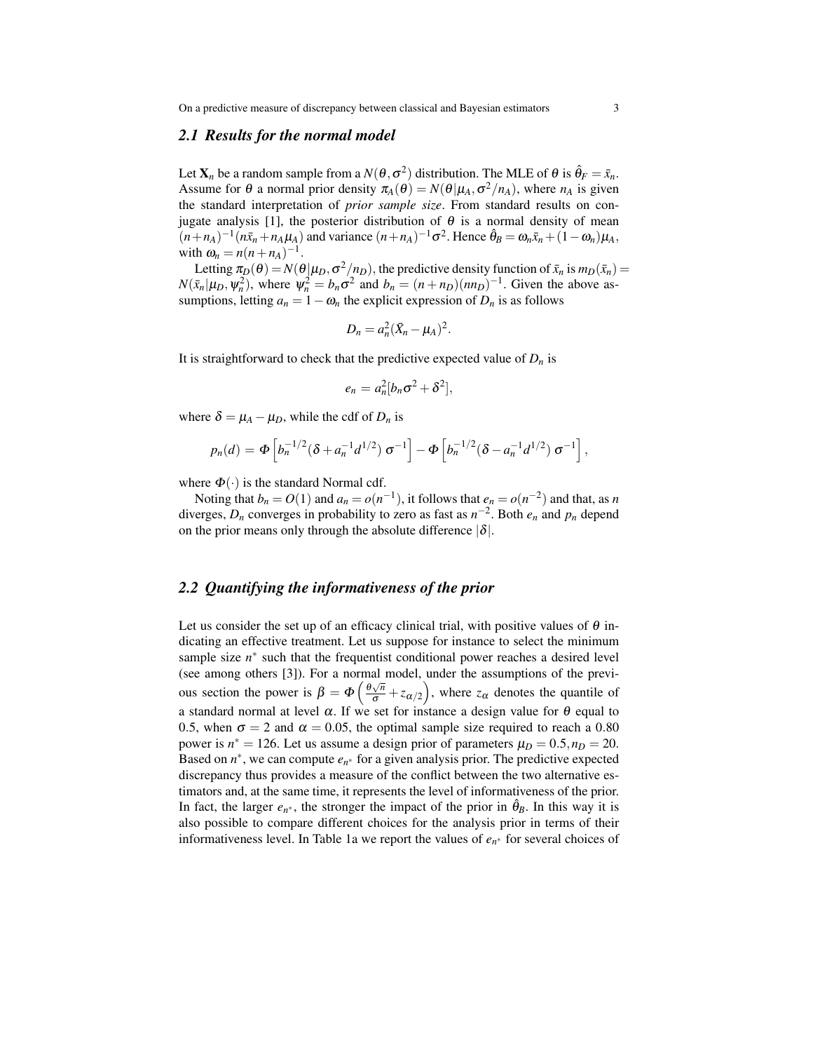### 2.1 Results for the normal model

Let $\mathbf{X}_n$ be a random sample from a $N(\theta, \sigma^2)$ distribution. The MLE of $\theta$ is $\hat{\theta}_F = \bar{x}_n$. Assume for $\theta$ a normal prior density $\pi_A(\theta) = N(\theta|\mu_A, \sigma^2/n_A)$, where $n_A$ is given the standard interpretation of *prior sample size*. From standard results on conjugate analysis [1], the posterior distribution of $\theta$ is a normal density of mean $(n+n_A)^{-1}(n\bar{x}_n + n_A\mu_A)$ and variance $(n+n_A)^{-1}\sigma^2$. Hence $\hat{\theta}_B = \omega_n\bar{x}_n + (1-\omega_n)\mu_A$, with $\omega_n = n(n+n_A)^{-1}$.

Letting $\pi_D(\theta) = N(\theta|\mu_D, \sigma^2/n_D)$, the predictive density function of $\bar{x}_n$ is $m_D(\bar{x}_n) = N(\bar{x}_n|\mu_D, \psi_n^2)$, where $\psi_n^2 = b_n\sigma^2$ and $b_n = (n+n_D)(nn_D)^{-1}$. Given the above assumptions, letting $a_n = 1-\omega_n$ the explicit expression of $D_n$ is as follows

$$D_n = a_n^2(\bar{X}_n - \mu_A)^2.$$

It is straightforward to check that the predictive expected value of $D_n$ is

$$e_n = a_n^2[b_n\sigma^2 + \delta^2],$$

where $\delta = \mu_A - \mu_D$, while the cdf of $D_n$ is

$$p_n(d) = \Phi\left[b_n^{-1/2}(\delta + a_n^{-1}d^{1/2})\,\sigma^{-1}\right] - \Phi\left[b_n^{-1/2}(\delta - a_n^{-1}d^{1/2})\,\sigma^{-1}\right],$$

where $\Phi(\cdot)$ is the standard Normal cdf.

Noting that $b_n = O(1)$ and $a_n = o(n^{-1})$, it follows that $e_n = o(n^{-2})$ and that, as $n$ diverges, $D_n$ converges in probability to zero as fast as $n^{-2}$. Both $e_n$ and $p_n$ depend on the prior means only through the absolute difference $|\delta|$.

### 2.2 Quantifying the informativeness of the prior

Let us consider the set up of an efficacy clinical trial, with positive values of $\theta$ indicating an effective treatment. Let us suppose for instance to select the minimum sample size $n^*$ such that the frequentist conditional power reaches a desired level (see among others [3]). For a normal model, under the assumptions of the previous section the power is $\beta = \Phi\left(\frac{\theta\sqrt{n}}{\sigma} + z_{\alpha/2}\right)$, where $z_\alpha$ denotes the quantile of a standard normal at level $\alpha$. If we set for instance a design value for $\theta$ equal to 0.5, when $\sigma = 2$ and $\alpha = 0.05$, the optimal sample size required to reach a 0.80 power is $n^* = 126$. Let us assume a design prior of parameters $\mu_D = 0.5, n_D = 20$. Based on $n^*$, we can compute $e_{n^*}$ for a given analysis prior. The predictive expected discrepancy thus provides a measure of the conflict between the two alternative estimators and, at the same time, it represents the level of informativeness of the prior. In fact, the larger $e_{n^*}$, the stronger the impact of the prior in $\hat{\theta}_B$. In this way it is also possible to compare different choices for the analysis prior in terms of their informativeness level. In Table 1a we report the values of $e_{n^*}$ for several choices of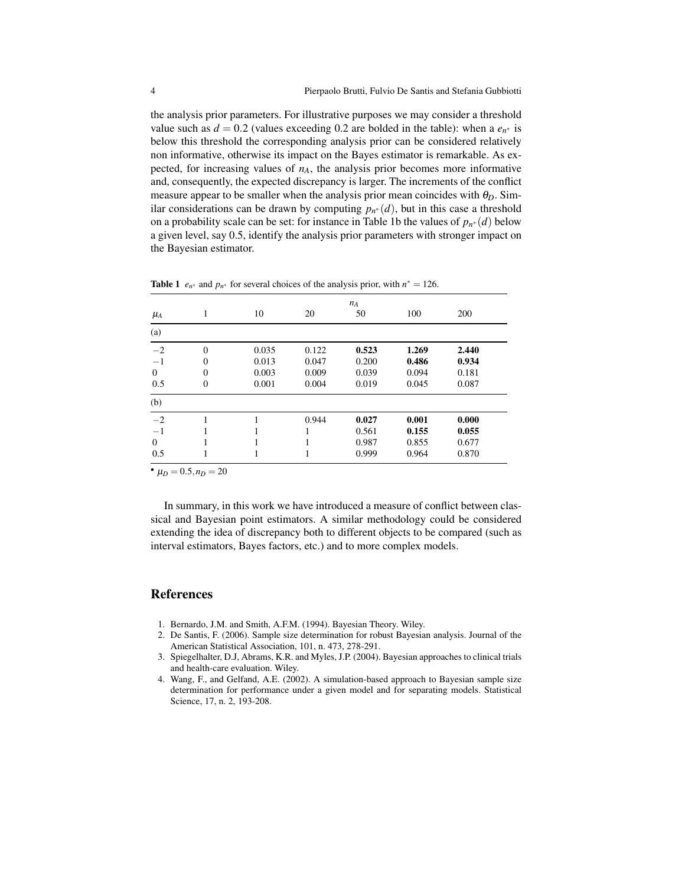the analysis prior parameters. For illustrative purposes we may consider a threshold value such as $d = 0.2$ (values exceeding 0.2 are bolded in the table): when a $e_{n^*}$ is below this threshold the corresponding analysis prior can be considered relatively non informative, otherwise its impact on the Bayes estimator is remarkable. As expected, for increasing values of $n_A$, the analysis prior becomes more informative and, consequently, the expected discrepancy is larger. The increments of the conflict measure appear to be smaller when the analysis prior mean coincides with $\theta_D$. Similar considerations can be drawn by computing $p_{n^*}(d)$, but in this case a threshold on a probability scale can be set: for instance in Table 1b the values of $p_{n^*}(d)$ below a given level, say 0.5, identify the analysis prior parameters with stronger impact on the Bayesian estimator.

**Table 1** $e_{n^*}$ and $p_{n^*}$ for several choices of the analysis prior, with $n^* = 126$.

| | $n_A$ | | | | | |
|---|---|---|---|---|---|---|
| $\mu_A$ | 1 | 10 | 20 | 50 | 100 | 200 |
| (a) | | | | | | |
| $-2$ | 0 | 0.035 | 0.122 | **0.523** | **1.269** | **2.440** |
| $-1$ | 0 | 0.013 | 0.047 | 0.200 | **0.486** | **0.934** |
| 0 | 0 | 0.003 | 0.009 | 0.039 | 0.094 | 0.181 |
| 0.5 | 0 | 0.001 | 0.004 | 0.019 | 0.045 | 0.087 |
| (b) | | | | | | |
| $-2$ | 1 | 1 | 0.944 | **0.027** | **0.001** | **0.000** |
| $-1$ | 1 | 1 | 1 | 0.561 | **0.155** | **0.055** |
| 0 | 1 | 1 | 1 | 0.987 | 0.855 | 0.677 |
| 0.5 | 1 | 1 | 1 | 0.999 | 0.964 | 0.870 |

• $\mu_D = 0.5, n_D = 20$

In summary, in this work we have introduced a measure of conflict between classical and Bayesian point estimators. A similar methodology could be considered extending the idea of discrepancy both to different objects to be compared (such as interval estimators, Bayes factors, etc.) and to more complex models.

## References

1. Bernardo, J.M. and Smith, A.F.M. (1994). Bayesian Theory. Wiley.
2. De Santis, F. (2006). Sample size determination for robust Bayesian analysis. Journal of the American Statistical Association, 101, n. 473, 278-291.
3. Spiegelhalter, D.J, Abrams, K.R. and Myles, J.P. (2004). Bayesian approaches to clinical trials and health-care evaluation. Wiley.
4. Wang, F., and Gelfand, A.E. (2002). A simulation-based approach to Bayesian sample size determination for performance under a given model and for separating models. Statistical Science, 17, n. 2, 193-208.